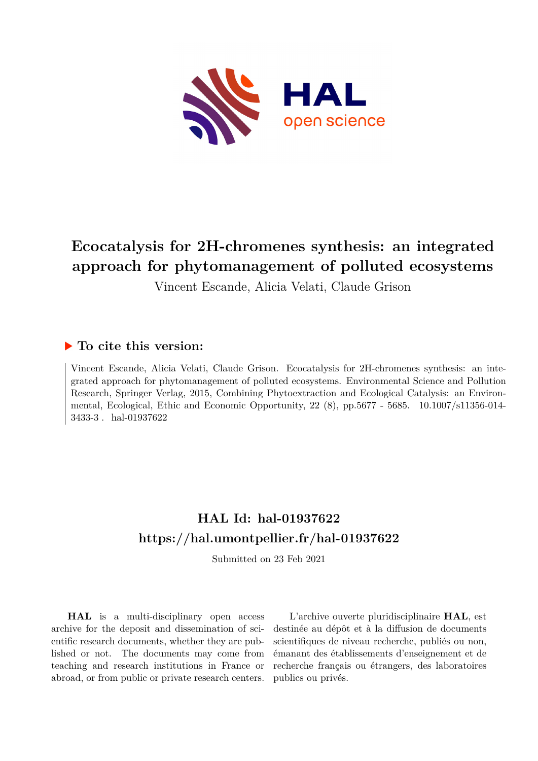# Ecocatalysis for 2H-chromenes synthesis: an integrated approach for phytomanagement of polluted ecosystems

Vincent Escande, Alicia Velati, Claude Grison

## ▶ To cite this version:

Vincent Escande, Alicia Velati, Claude Grison. Ecocatalysis for 2H-chromenes synthesis: an integrated approach for phytomanagement of polluted ecosystems. Environmental Science and Pollution Research, Springer Verlag, 2015, Combining Phytoextraction and Ecological Catalysis: an Environmental, Ecological, Ethic and Economic Opportunity, 22 (8), pp.5677 - 5685. 10.1007/s11356-014-3433-3 . hal-01937622

## HAL Id: hal-01937622

## https://hal.umontpellier.fr/hal-01937622

Submitted on 23 Feb 2021

**HAL** is a multi-disciplinary open access archive for the deposit and dissemination of scientific research documents, whether they are published or not. The documents may come from teaching and research institutions in France or abroad, or from public or private research centers.

L'archive ouverte pluridisciplinaire **HAL**, est destinée au dépôt et à la diffusion de documents scientifiques de niveau recherche, publiés ou non, émanant des établissements d'enseignement et de recherche français ou étrangers, des laboratoires publics ou privés.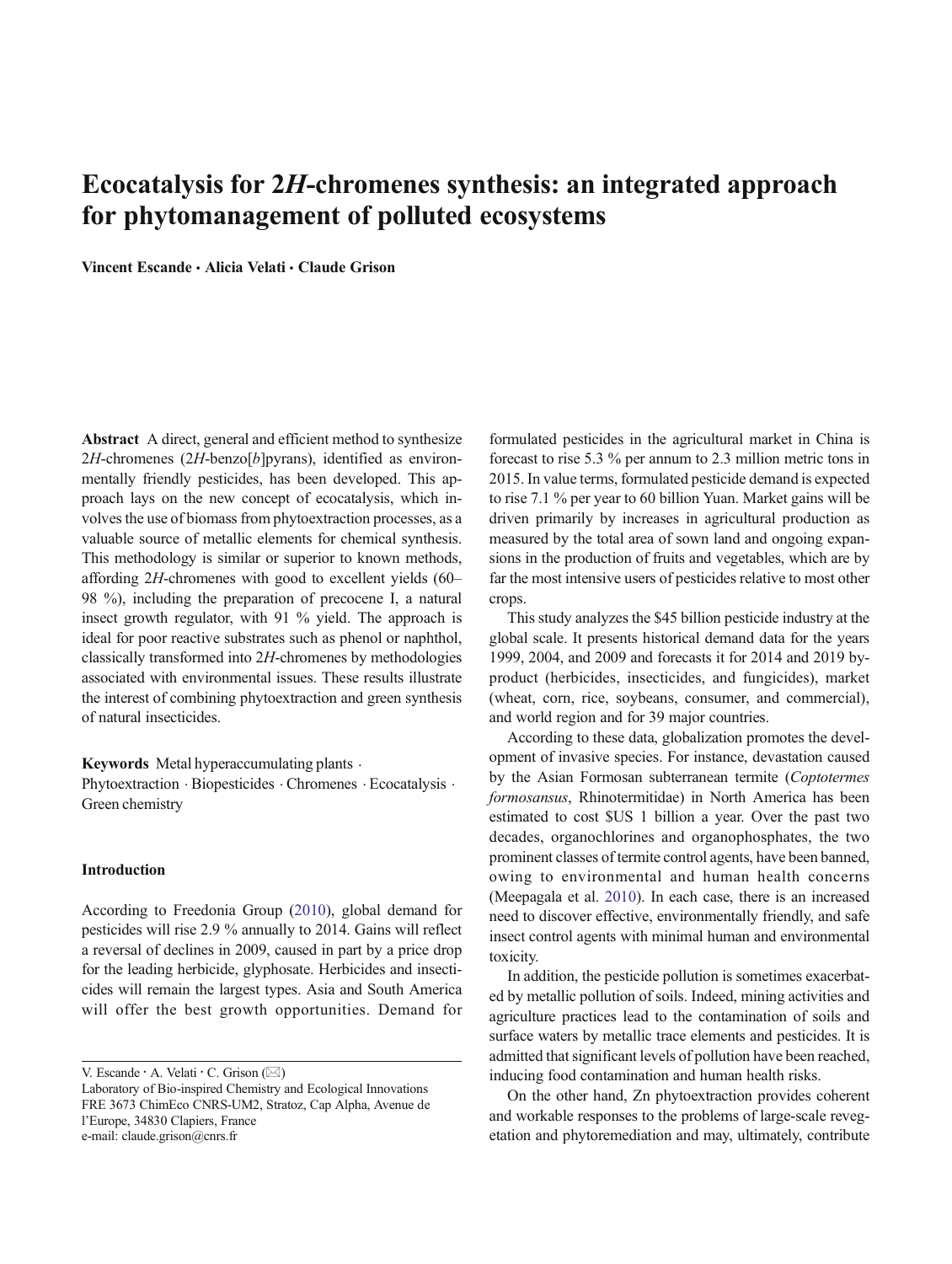# Ecocatalysis for 2*H*-chromenes synthesis: an integrated approach for phytomanagement of polluted ecosystems

**Vincent Escande · Alicia Velati · Claude Grison**

**Abstract** A direct, general and efficient method to synthesize 2*H*-chromenes (2*H*-benzo[*b*]pyrans), identified as environmentally friendly pesticides, has been developed. This approach lays on the new concept of ecocatalysis, which involves the use of biomass from phytoextraction processes, as a valuable source of metallic elements for chemical synthesis. This methodology is similar or superior to known methods, affording 2*H*-chromenes with good to excellent yields (60–98 %), including the preparation of precocene I, a natural insect growth regulator, with 91 % yield. The approach is ideal for poor reactive substrates such as phenol or naphthol, classically transformed into 2*H*-chromenes by methodologies associated with environmental issues. These results illustrate the interest of combining phytoextraction and green synthesis of natural insecticides.

**Keywords** Metal hyperaccumulating plants · Phytoextraction · Biopesticides · Chromenes · Ecocatalysis · Green chemistry

## Introduction

According to Freedonia Group (2010), global demand for pesticides will rise 2.9 % annually to 2014. Gains will reflect a reversal of declines in 2009, caused in part by a price drop for the leading herbicide, glyphosate. Herbicides and insecticides will remain the largest types. Asia and South America will offer the best growth opportunities. Demand for formulated pesticides in the agricultural market in China is forecast to rise 5.3 % per annum to 2.3 million metric tons in 2015. In value terms, formulated pesticide demand is expected to rise 7.1 % per year to 60 billion Yuan. Market gains will be driven primarily by increases in agricultural production as measured by the total area of sown land and ongoing expansions in the production of fruits and vegetables, which are by far the most intensive users of pesticides relative to most other crops.

This study analyzes the $45 billion pesticide industry at the global scale. It presents historical demand data for the years 1999, 2004, and 2009 and forecasts it for 2014 and 2019 by-product (herbicides, insecticides, and fungicides), market (wheat, corn, rice, soybeans, consumer, and commercial), and world region and for 39 major countries.

According to these data, globalization promotes the development of invasive species. For instance, devastation caused by the Asian Formosan subterranean termite (*Coptotermes formosansus*, Rhinotermitidae) in North America has been estimated to cost $US 1 billion a year. Over the past two decades, organochlorines and organophosphates, the two prominent classes of termite control agents, have been banned, owing to environmental and human health concerns (Meepagala et al. 2010). In each case, there is an increased need to discover effective, environmentally friendly, and safe insect control agents with minimal human and environmental toxicity.

In addition, the pesticide pollution is sometimes exacerbated by metallic pollution of soils. Indeed, mining activities and agriculture practices lead to the contamination of soils and surface waters by metallic trace elements and pesticides. It is admitted that significant levels of pollution have been reached, inducing food contamination and human health risks.

On the other hand, Zn phytoextraction provides coherent and workable responses to the problems of large-scale revegetation and phytoremediation and may, ultimately, contribute

V. Escande · A. Velati · C. Grison (✉)
Laboratory of Bio-inspired Chemistry and Ecological Innovations FRE 3673 ChimEco CNRS-UM2, Stratoz, Cap Alpha, Avenue de l'Europe, 34830 Clapiers, France
e-mail: claude.grison@cnrs.fr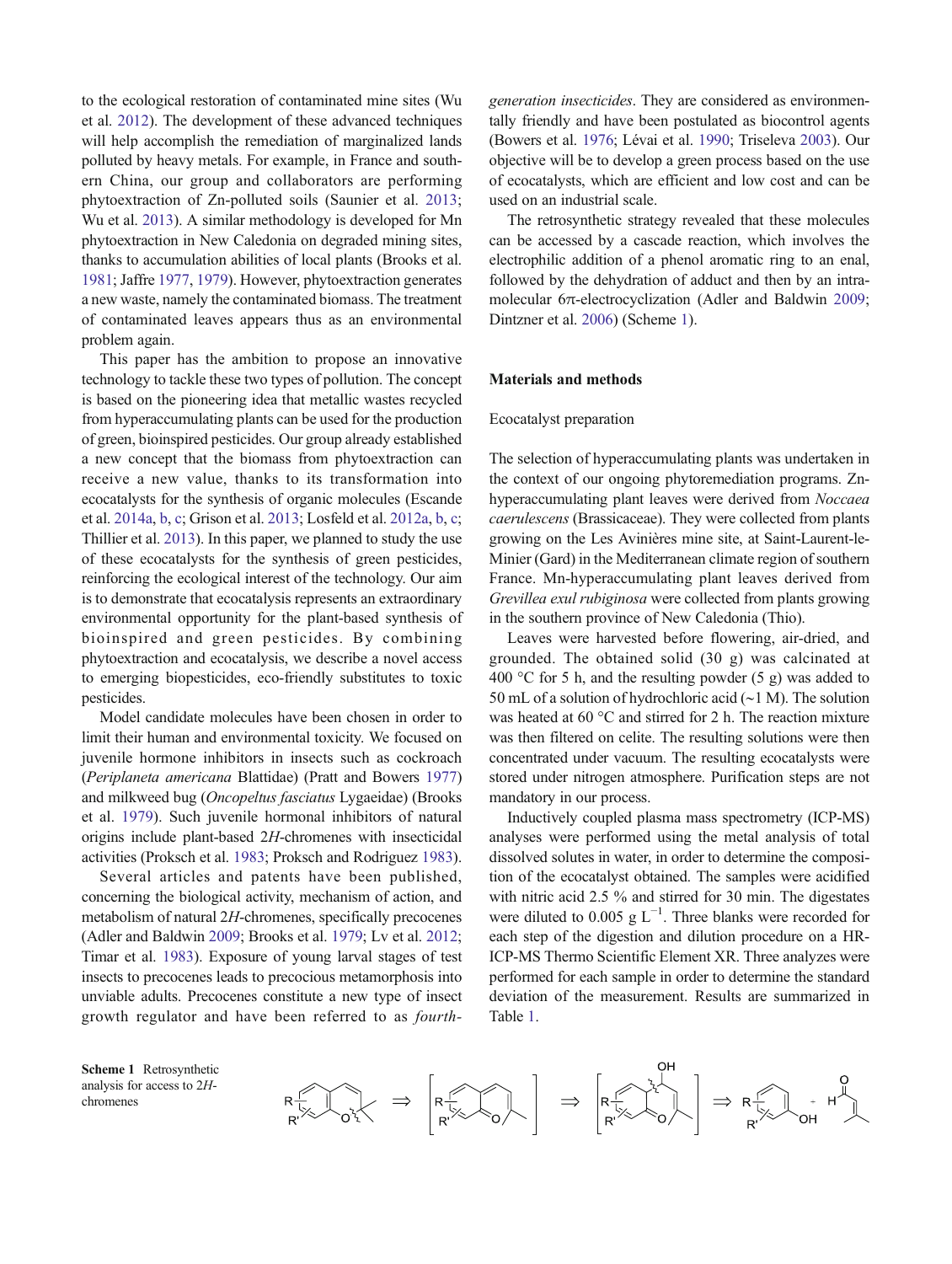to the ecological restoration of contaminated mine sites (Wu et al. 2012). The development of these advanced techniques will help accomplish the remediation of marginalized lands polluted by heavy metals. For example, in France and southern China, our group and collaborators are performing phytoextraction of Zn-polluted soils (Saunier et al. 2013; Wu et al. 2013). A similar methodology is developed for Mn phytoextraction in New Caledonia on degraded mining sites, thanks to accumulation abilities of local plants (Brooks et al. 1981; Jaffre 1977, 1979). However, phytoextraction generates a new waste, namely the contaminated biomass. The treatment of contaminated leaves appears thus as an environmental problem again.

This paper has the ambition to propose an innovative technology to tackle these two types of pollution. The concept is based on the pioneering idea that metallic wastes recycled from hyperaccumulating plants can be used for the production of green, bioinspired pesticides. Our group already established a new concept that the biomass from phytoextraction can receive a new value, thanks to its transformation into ecocatalysts for the synthesis of organic molecules (Escande et al. 2014a, b, c; Grison et al. 2013; Losfeld et al. 2012a, b, c; Thillier et al. 2013). In this paper, we planned to study the use of these ecocatalysts for the synthesis of green pesticides, reinforcing the ecological interest of the technology. Our aim is to demonstrate that ecocatalysis represents an extraordinary environmental opportunity for the plant-based synthesis of bioinspired and green pesticides. By combining phytoextraction and ecocatalysis, we describe a novel access to emerging biopesticides, eco-friendly substitutes to toxic pesticides.

Model candidate molecules have been chosen in order to limit their human and environmental toxicity. We focused on juvenile hormone inhibitors in insects such as cockroach (*Periplaneta americana* Blattidae) (Pratt and Bowers 1977) and milkweed bug (*Oncopeltus fasciatus* Lygaeidae) (Brooks et al. 1979). Such juvenile hormonal inhibitors of natural origins include plant-based 2*H*-chromenes with insecticidal activities (Proksch et al. 1983; Proksch and Rodriguez 1983).

Several articles and patents have been published, concerning the biological activity, mechanism of action, and metabolism of natural 2*H*-chromenes, specifically precocenes (Adler and Baldwin 2009; Brooks et al. 1979; Lv et al. 2012; Timar et al. 1983). Exposure of young larval stages of test insects to precocenes leads to precocious metamorphosis into unviable adults. Precocenes constitute a new type of insect growth regulator and have been referred to as *fourth-generation insecticides*. They are considered as environmentally friendly and have been postulated as biocontrol agents (Bowers et al. 1976; Lévai et al. 1990; Triseleva 2003). Our objective will be to develop a green process based on the use of ecocatalysts, which are efficient and low cost and can be used on an industrial scale.

The retrosynthetic strategy revealed that these molecules can be accessed by a cascade reaction, which involves the electrophilic addition of a phenol aromatic ring to an enal, followed by the dehydration of adduct and then by an intramolecular 6π-electrocyclization (Adler and Baldwin 2009; Dintzner et al. 2006) (Scheme 1).

## Materials and methods

### Ecocatalyst preparation

The selection of hyperaccumulating plants was undertaken in the context of our ongoing phytoremediation programs. Zn-hyperaccumulating plant leaves were derived from *Noccaea caerulescens* (Brassicaceae). They were collected from plants growing on the Les Avinières mine site, at Saint-Laurent-le-Minier (Gard) in the Mediterranean climate region of southern France. Mn-hyperaccumulating plant leaves derived from *Grevillea exul rubiginosa* were collected from plants growing in the southern province of New Caledonia (Thio).

Leaves were harvested before flowering, air-dried, and grounded. The obtained solid (30 g) was calcinated at 400 °C for 5 h, and the resulting powder (5 g) was added to 50 mL of a solution of hydrochloric acid (~1 M). The solution was heated at 60 °C and stirred for 2 h. The reaction mixture was then filtered on celite. The resulting solutions were then concentrated under vacuum. The resulting ecocatalysts were stored under nitrogen atmosphere. Purification steps are not mandatory in our process.

Inductively coupled plasma mass spectrometry (ICP-MS) analyses were performed using the metal analysis of total dissolved solutes in water, in order to determine the composition of the ecocatalyst obtained. The samples were acidified with nitric acid 2.5 % and stirred for 30 min. The digestates were diluted to 0.005 g $L^{-1}$. Three blanks were recorded for each step of the digestion and dilution procedure on a HR-ICP-MS Thermo Scientific Element XR. Three analyzes were performed for each sample in order to determine the standard deviation of the measurement. Results are summarized in Table 1.

**Scheme 1** Retrosynthetic analysis for access to 2*H*-chromenes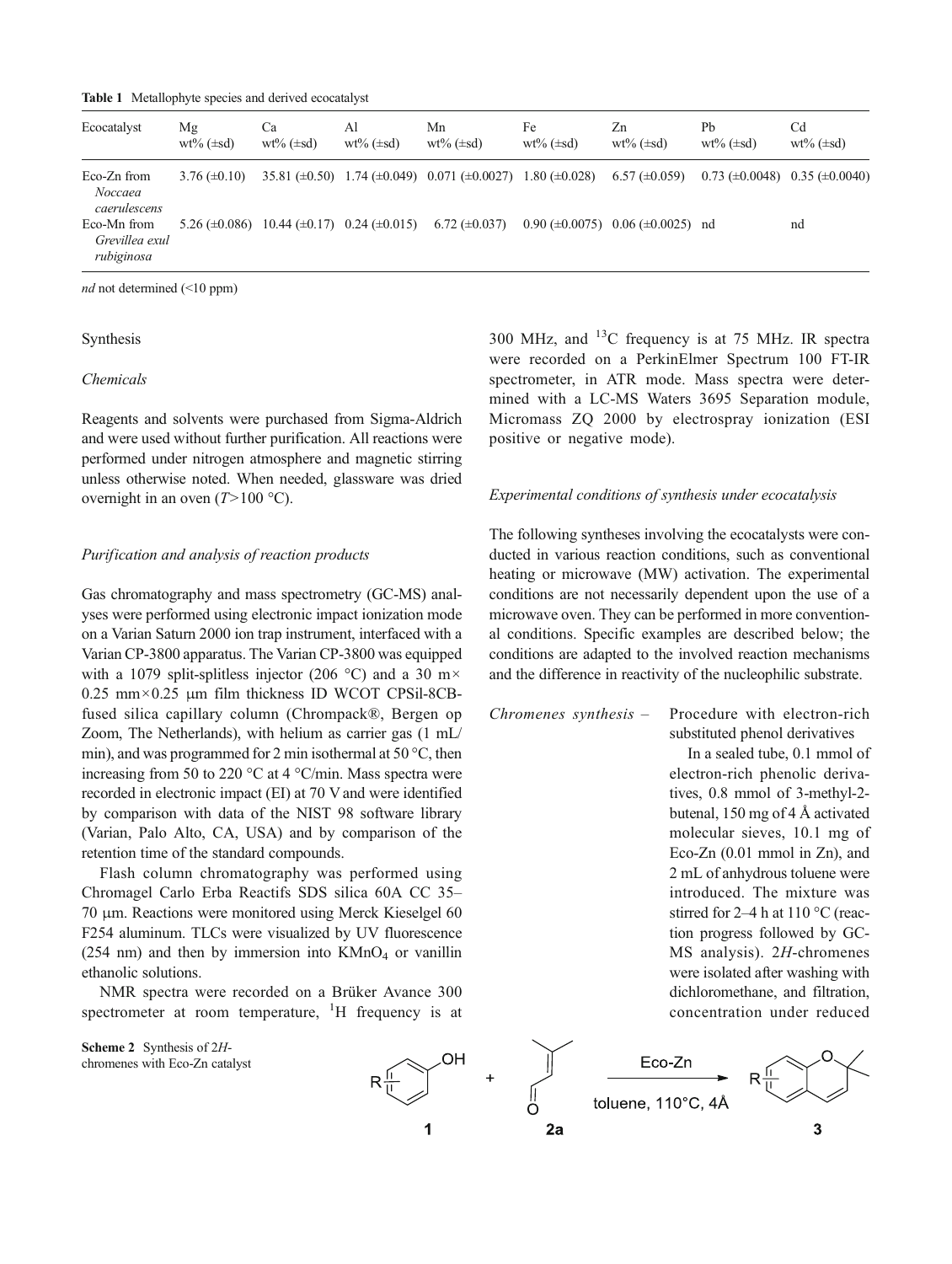**Table 1** Metallophyte species and derived ecocatalyst

| Ecocatalyst | Mg wt% (±sd) | Ca wt% (±sd) | Al wt% (±sd) | Mn wt% (±sd) | Fe wt% (±sd) | Zn wt% (±sd) | Pb wt% (±sd) | Cd wt% (±sd) |
|---|---|---|---|---|---|---|---|---|
| Eco-Zn from *Noccaea caerulescens* | 3.76 (±0.10) | 35.81 (±0.50) | 1.74 (±0.049) | 0.071 (±0.0027) | 1.80 (±0.028) | 6.57 (±0.059) | 0.73 (±0.0048) | 0.35 (±0.0040) |
| Eco-Mn from *Grevillea exul rubiginosa* | 5.26 (±0.086) | 10.44 (±0.17) | 0.24 (±0.015) | 6.72 (±0.037) | 0.90 (±0.0075) | 0.06 (±0.0025) | nd | nd |

*nd* not determined (<10 ppm)

## Synthesis

### *Chemicals*

Reagents and solvents were purchased from Sigma-Aldrich and were used without further purification. All reactions were performed under nitrogen atmosphere and magnetic stirring unless otherwise noted. When needed, glassware was dried overnight in an oven ($T$>100 °C).

### *Purification and analysis of reaction products*

Gas chromatography and mass spectrometry (GC-MS) analyses were performed using electronic impact ionization mode on a Varian Saturn 2000 ion trap instrument, interfaced with a Varian CP-3800 apparatus. The Varian CP-3800 was equipped with a 1079 split-splitless injector (206 °C) and a 30 m× 0.25 mm×0.25 μm film thickness ID WCOT CPSil-8CB-fused silica capillary column (Chrompack®, Bergen op Zoom, The Netherlands), with helium as carrier gas (1 mL/min), and was programmed for 2 min isothermal at 50 °C, then increasing from 50 to 220 °C at 4 °C/min. Mass spectra were recorded in electronic impact (EI) at 70 V and were identified by comparison with data of the NIST 98 software library (Varian, Palo Alto, CA, USA) and by comparison of the retention time of the standard compounds.

Flash column chromatography was performed using Chromagel Carlo Erba Reactifs SDS silica 60A CC 35–70 μm. Reactions were monitored using Merck Kieselgel 60 F254 aluminum. TLCs were visualized by UV fluorescence (254 nm) and then by immersion into $KMnO_4$ or vanillin ethanolic solutions.

NMR spectra were recorded on a Brüker Avance 300 spectrometer at room temperature, $^{1}H$ frequency is at 300 MHz, and $^{13}C$ frequency is at 75 MHz. IR spectra were recorded on a PerkinElmer Spectrum 100 FT-IR spectrometer, in ATR mode. Mass spectra were determined with a LC-MS Waters 3695 Separation module, Micromass ZQ 2000 by electrospray ionization (ESI positive or negative mode).

### *Experimental conditions of synthesis under ecocatalysis*

The following syntheses involving the ecocatalysts were conducted in various reaction conditions, such as conventional heating or microwave (MW) activation. The experimental conditions are not necessarily dependent upon the use of a microwave oven. They can be performed in more conventional conditions. Specific examples are described below; the conditions are adapted to the involved reaction mechanisms and the difference in reactivity of the nucleophilic substrate.

*Chromenes synthesis* – Procedure with electron-rich substituted phenol derivatives

In a sealed tube, 0.1 mmol of electron-rich phenolic derivatives, 0.8 mmol of 3-methyl-2-butenal, 150 mg of 4 Å activated molecular sieves, 10.1 mg of Eco-Zn (0.01 mmol in Zn), and 2 mL of anhydrous toluene were introduced. The mixture was stirred for 2–4 h at 110 °C (reaction progress followed by GC-MS analysis). 2*H*-chromenes were isolated after washing with dichloromethane, and filtration, concentration under reduced

**Scheme 2** Synthesis of 2*H*-chromenes with Eco-Zn catalyst

**1** + **2a** → (Eco-Zn, toluene, 110°C, 4Å) → **3**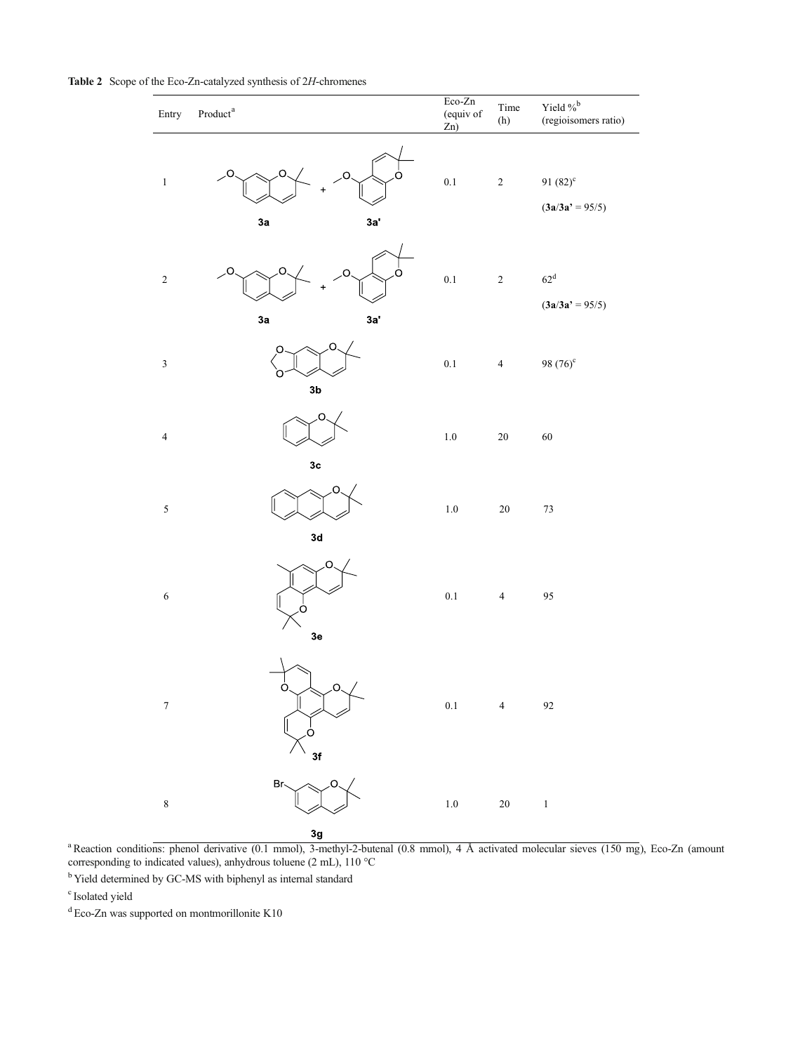**Table 2** Scope of the Eco-Zn-catalyzed synthesis of 2*H*-chromenes

| Entry | Product[a] | Eco-Zn (equiv of Zn) | Time (h) | Yield %[b] (regioisomers ratio) |
|---|---|---|---|---|
| 1 | 3a + 3a' | 0.1 | 2 | 91 (82)[c] (**3a**/**3a'** = 95/5) |
| 2 | 3a + 3a' | 0.1 | 2 | 62[d] (**3a**/**3a'** = 95/5) |
| 3 | 3b | 0.1 | 4 | 98 (76)[c] |
| 4 | 3c | 1.0 | 20 | 60 |
| 5 | 3d | 1.0 | 20 | 73 |
| 6 | 3e | 0.1 | 4 | 95 |
| 7 | 3f | 0.1 | 4 | 92 |
| 8 | 3g | 1.0 | 20 | 1 |

[a] Reaction conditions: phenol derivative (0.1 mmol), 3-methyl-2-butenal (0.8 mmol), 4 Å activated molecular sieves (150 mg), Eco-Zn (amount corresponding to indicated values), anhydrous toluene (2 mL), 110 °C

[b] Yield determined by GC-MS with biphenyl as internal standard

[c] Isolated yield

[d] Eco-Zn was supported on montmorillonite K10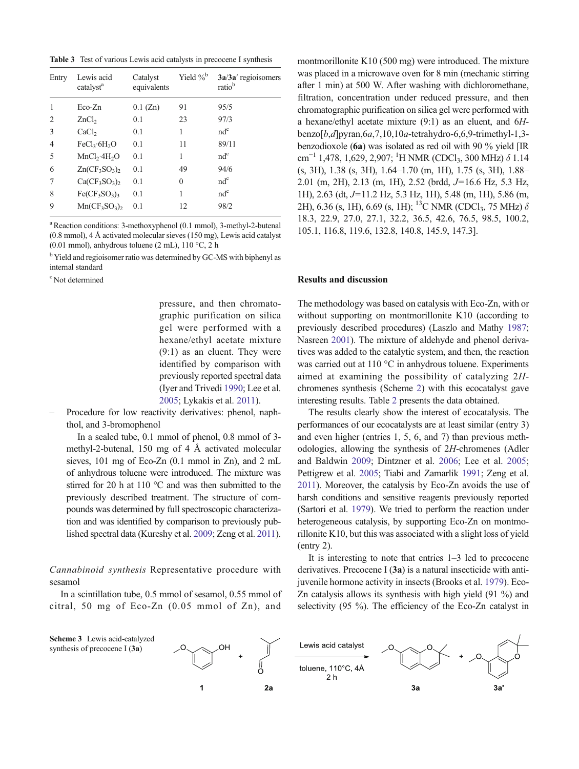**Table 3** Test of various Lewis acid catalysts in precocene I synthesis

| Entry | Lewis acid catalyst[a] | Catalyst equivalents | Yield %[b] | **3a**/**3a′** regioisomers ratio[b] |
|---|---|---|---|---|
| 1 | Eco-Zn | 0.1 (Zn) | 91 | 95/5 |
| 2 | $ZnCl_2$ | 0.1 | 23 | 97/3 |
| 3 | $CaCl_2$ | 0.1 | 1 | nd[c] |
| 4 | $FeCl_3{\cdot}6H_2O$ | 0.1 | 11 | 89/11 |
| 5 | $MnCl_2{\cdot}4H_2O$ | 0.1 | 1 | nd[c] |
| 6 | $Zn(CF_3SO_3)_2$ | 0.1 | 49 | 94/6 |
| 7 | $Ca(CF_3SO_3)_2$ | 0.1 | 0 | nd[c] |
| 8 | $Fe(CF_3SO_3)_3$ | 0.1 | 1 | nd[c] |
| 9 | $Mn(CF_3SO_3)_2$ | 0.1 | 12 | 98/2 |

[a] Reaction conditions: 3-methoxyphenol (0.1 mmol), 3-methyl-2-butenal (0.8 mmol), 4 Å activated molecular sieves (150 mg), Lewis acid catalyst (0.01 mmol), anhydrous toluene (2 mL), 110 °C, 2 h

[b] Yield and regioisomer ratio was determined by GC-MS with biphenyl as internal standard

[c] Not determined

pressure, and then chromatographic purification on silica gel were performed with a hexane/ethyl acetate mixture (9:1) as an eluent. They were identified by comparison with previously reported spectral data (Iyer and Trivedi 1990; Lee et al. 2005; Lykakis et al. 2011).

– Procedure for low reactivity derivatives: phenol, naphthol, and 3-bromophenol

  In a sealed tube, 0.1 mmol of phenol, 0.8 mmol of 3-methyl-2-butenal, 150 mg of 4 Å activated molecular sieves, 101 mg of Eco-Zn (0.1 mmol in Zn), and 2 mL of anhydrous toluene were introduced. The mixture was stirred for 20 h at 110 °C and was then submitted to the previously described treatment. The structure of compounds was determined by full spectroscopic characterization and was identified by comparison to previously published spectral data (Kureshy et al. 2009; Zeng et al. 2011).

*Cannabinoid synthesis* Representative procedure with sesamol

In a scintillation tube, 0.5 mmol of sesamol, 0.55 mmol of citral, 50 mg of Eco-Zn (0.05 mmol of Zn), and montmorillonite K10 (500 mg) were introduced. The mixture was placed in a microwave oven for 8 min (mechanic stirring after 1 min) at 500 W. After washing with dichloromethane, filtration, concentration under reduced pressure, and then chromatographic purification on silica gel were performed with a hexane/ethyl acetate mixture (9:1) as an eluent, and 6*H*-benzo[*b*,*d*]pyran,6*a*,7,10,10*a*-tetrahydro-6,6,9-trimethyl-1,3-benzodioxole (**6a**) was isolated as red oil with 90 % yield [IR cm$^{-1}$ 1,478, 1,629, 2,907; $^{1}$H NMR (CDCl$_3$, 300 MHz) $\delta$ 1.14 (s, 3H), 1.38 (s, 3H), 1.64–1.70 (m, 1H), 1.75 (s, 3H), 1.88–2.01 (m, 2H), 2.13 (m, 1H), 2.52 (brdd, $J$=16.6 Hz, 5.3 Hz, 1H), 2.63 (dt, $J$=11.2 Hz, 5.3 Hz, 1H), 5.48 (m, 1H), 5.86 (m, 2H), 6.36 (s, 1H), 6.69 (s, 1H); $^{13}$C NMR (CDCl$_3$, 75 MHz) $\delta$ 18.3, 22.9, 27.0, 27.1, 32.2, 36.5, 42.6, 76.5, 98.5, 100.2, 105.1, 116.8, 119.6, 132.8, 140.8, 145.9, 147.3].

## Results and discussion

The methodology was based on catalysis with Eco-Zn, with or without supporting on montmorillonite K10 (according to previously described procedures) (Laszlo and Mathy 1987; Nasreen 2001). The mixture of aldehyde and phenol derivatives was added to the catalytic system, and then, the reaction was carried out at 110 °C in anhydrous toluene. Experiments aimed at examining the possibility of catalyzing 2*H*-chromenes synthesis (Scheme 2) with this ecocatalyst gave interesting results. Table 2 presents the data obtained.

The results clearly show the interest of ecocatalysis. The performances of our ecocatalysts are at least similar (entry 3) and even higher (entries 1, 5, 6, and 7) than previous methodologies, allowing the synthesis of 2*H*-chromenes (Adler and Baldwin 2009; Dintzner et al. 2006; Lee et al. 2005; Pettigrew et al. 2005; Tiabi and Zamarlik 1991; Zeng et al. 2011). Moreover, the catalysis by Eco-Zn avoids the use of harsh conditions and sensitive reagents previously reported (Sartori et al. 1979). We tried to perform the reaction under heterogeneous catalysis, by supporting Eco-Zn on montmorillonite K10, but this was associated with a slight loss of yield (entry 2).

It is interesting to note that entries 1–3 led to precocene derivatives. Precocene I (**3a**) is a natural insecticide with anti-juvenile hormone activity in insects (Brooks et al. 1979). Eco-Zn catalysis allows its synthesis with high yield (91 %) and selectivity (95 %). The efficiency of the Eco-Zn catalyst in

**Scheme 3** Lewis acid-catalyzed synthesis of precocene I (**3a**)

1 + 2a → (Lewis acid catalyst; toluene, 110°C, 4Å; 2 h) → 3a + 3a'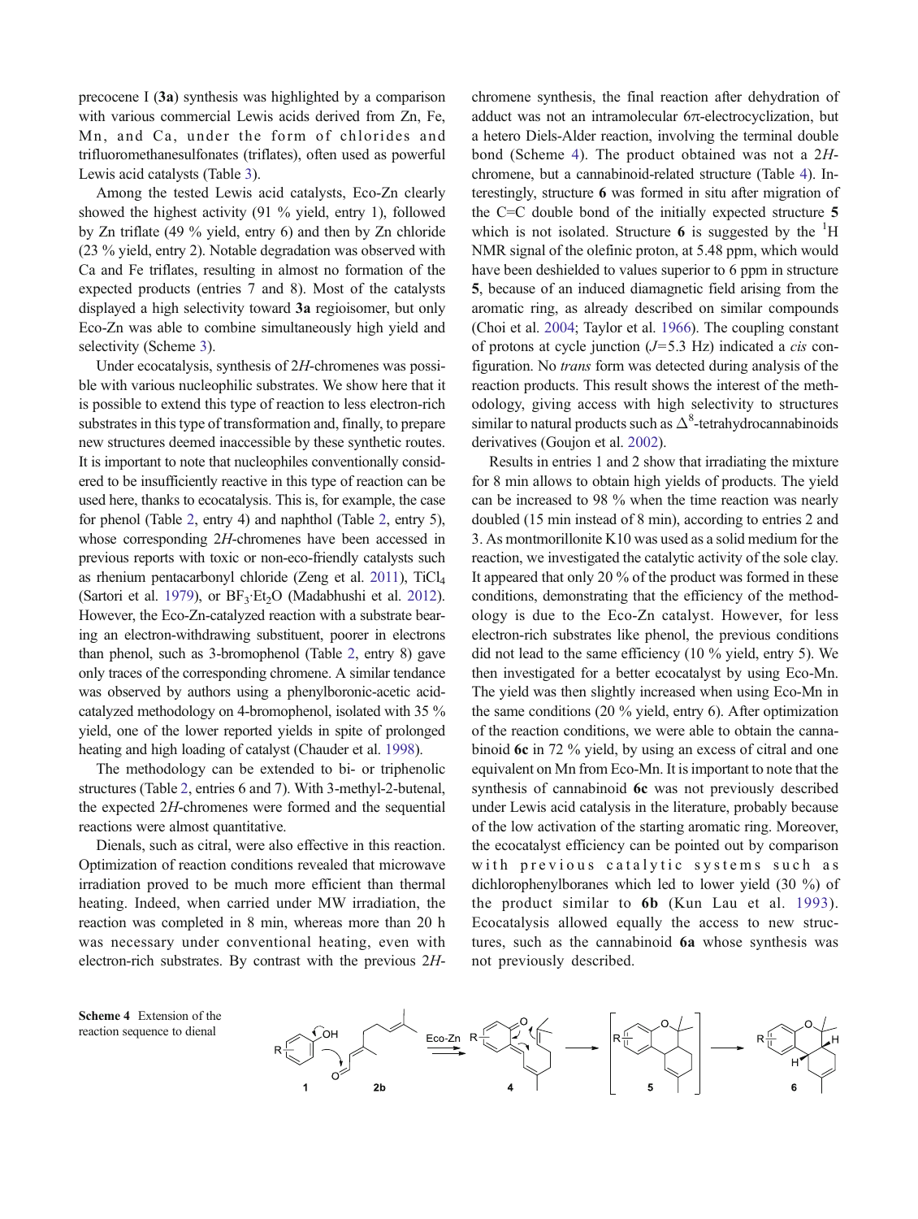precocene I (**3a**) synthesis was highlighted by a comparison with various commercial Lewis acids derived from Zn, Fe, Mn, and Ca, under the form of chlorides and trifluoromethanesulfonates (triflates), often used as powerful Lewis acid catalysts (Table 3).

Among the tested Lewis acid catalysts, Eco-Zn clearly showed the highest activity (91 % yield, entry 1), followed by Zn triflate (49 % yield, entry 6) and then by Zn chloride (23 % yield, entry 2). Notable degradation was observed with Ca and Fe triflates, resulting in almost no formation of the expected products (entries 7 and 8). Most of the catalysts displayed a high selectivity toward **3a** regioisomer, but only Eco-Zn was able to combine simultaneously high yield and selectivity (Scheme 3).

Under ecocatalysis, synthesis of 2*H*-chromenes was possible with various nucleophilic substrates. We show here that it is possible to extend this type of reaction to less electron-rich substrates in this type of transformation and, finally, to prepare new structures deemed inaccessible by these synthetic routes. It is important to note that nucleophiles conventionally considered to be insufficiently reactive in this type of reaction can be used here, thanks to ecocatalysis. This is, for example, the case for phenol (Table 2, entry 4) and naphthol (Table 2, entry 5), whose corresponding 2*H*-chromenes have been accessed in previous reports with toxic or non-eco-friendly catalysts such as rhenium pentacarbonyl chloride (Zeng et al. 2011), $TiCl_4$ (Sartori et al. 1979), or $BF_3{\cdot}Et_2O$ (Madabhushi et al. 2012). However, the Eco-Zn-catalyzed reaction with a substrate bearing an electron-withdrawing substituent, poorer in electrons than phenol, such as 3-bromophenol (Table 2, entry 8) gave only traces of the corresponding chromene. A similar tendance was observed by authors using a phenylboronic-acetic acid-catalyzed methodology on 4-bromophenol, isolated with 35 % yield, one of the lower reported yields in spite of prolonged heating and high loading of catalyst (Chauder et al. 1998).

The methodology can be extended to bi- or triphenolic structures (Table 2, entries 6 and 7). With 3-methyl-2-butenal, the expected 2*H*-chromenes were formed and the sequential reactions were almost quantitative.

Dienals, such as citral, were also effective in this reaction. Optimization of reaction conditions revealed that microwave irradiation proved to be much more efficient than thermal heating. Indeed, when carried under MW irradiation, the reaction was completed in 8 min, whereas more than 20 h was necessary under conventional heating, even with electron-rich substrates. By contrast with the previous 2*H*-chromene synthesis, the final reaction after dehydration of adduct was not an intramolecular 6π-electrocyclization, but a hetero Diels-Alder reaction, involving the terminal double bond (Scheme 4). The product obtained was not a 2*H*-chromene, but a cannabinoid-related structure (Table 4). Interestingly, structure **6** was formed in situ after migration of the C=C double bond of the initially expected structure **5** which is not isolated. Structure **6** is suggested by the $^1$H NMR signal of the olefinic proton, at 5.48 ppm, which would have been deshielded to values superior to 6 ppm in structure **5**, because of an induced diamagnetic field arising from the aromatic ring, as already described on similar compounds (Choi et al. 2004; Taylor et al. 1966). The coupling constant of protons at cycle junction ($J$=5.3 Hz) indicated a *cis* configuration. No *trans* form was detected during analysis of the reaction products. This result shows the interest of the methodology, giving access with high selectivity to structures similar to natural products such as $\Delta^8$-tetrahydrocannabinoids derivatives (Goujon et al. 2002).

Results in entries 1 and 2 show that irradiating the mixture for 8 min allows to obtain high yields of products. The yield can be increased to 98 % when the time reaction was nearly doubled (15 min instead of 8 min), according to entries 2 and 3. As montmorillonite K10 was used as a solid medium for the reaction, we investigated the catalytic activity of the sole clay. It appeared that only 20 % of the product was formed in these conditions, demonstrating that the efficiency of the methodology is due to the Eco-Zn catalyst. However, for less electron-rich substrates like phenol, the previous conditions did not lead to the same efficiency (10 % yield, entry 5). We then investigated for a better ecocatalyst by using Eco-Mn. The yield was then slightly increased when using Eco-Mn in the same conditions (20 % yield, entry 6). After optimization of the reaction conditions, we were able to obtain the cannabinoid **6c** in 72 % yield, by using an excess of citral and one equivalent on Mn from Eco-Mn. It is important to note that the synthesis of cannabinoid **6c** was not previously described under Lewis acid catalysis in the literature, probably because of the low activation of the starting aromatic ring. Moreover, the ecocatalyst efficiency can be pointed out by comparison with previous catalytic systems such as dichlorophenylboranes which led to lower yield (30 %) of the product similar to **6b** (Kun Lau et al. 1993). Ecocatalysis allowed equally the access to new structures, such as the cannabinoid **6a** whose synthesis was not previously described.

**Scheme 4** Extension of the reaction sequence to dienal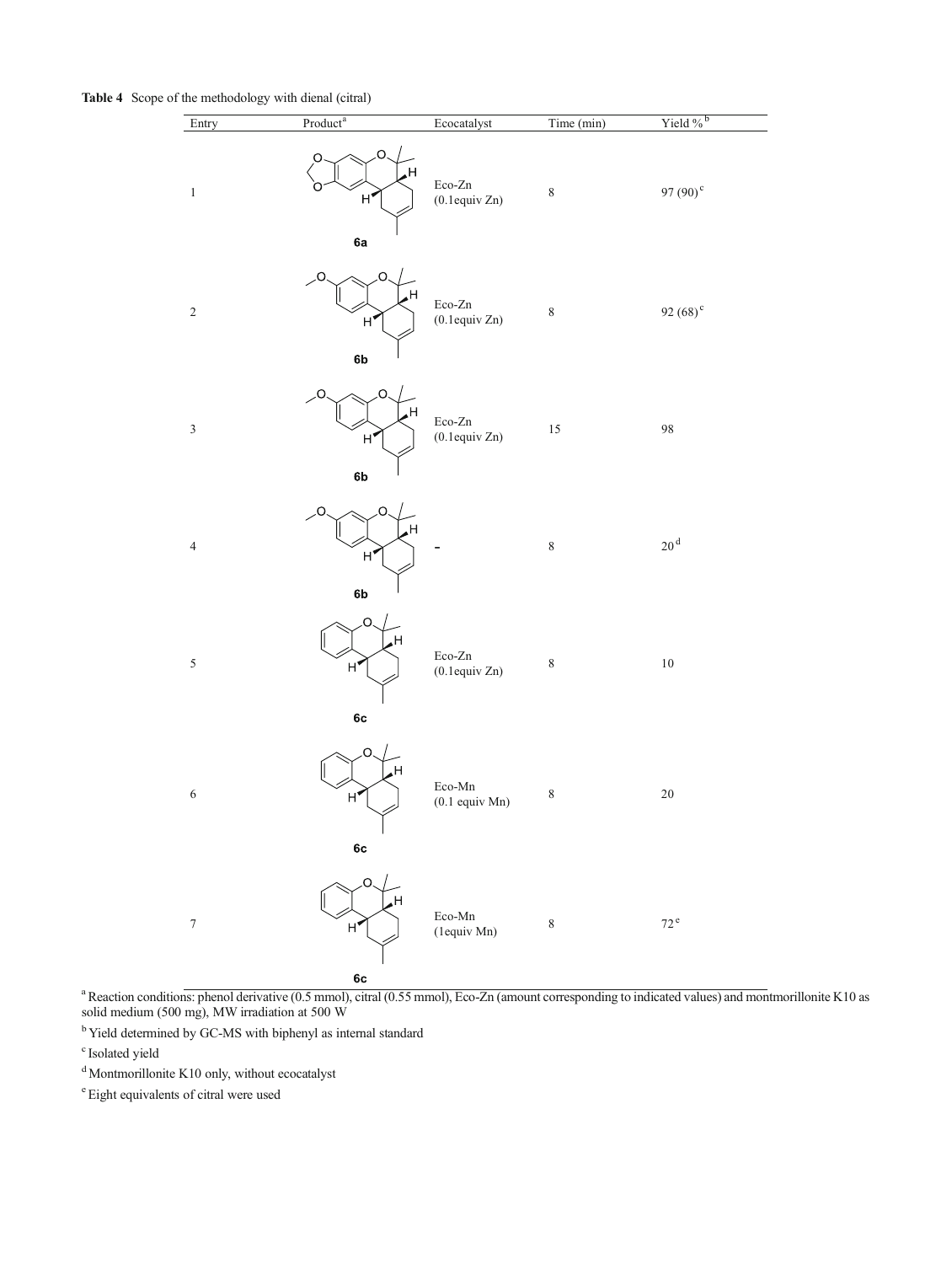**Table 4** Scope of the methodology with dienal (citral)

| Entry | Product[a] | Ecocatalyst | Time (min) | Yield %[b] |
|---|---|---|---|---|
| 1 | **6a** | Eco-Zn (0.1equiv Zn) | 8 | 97 (90)[c] |
| 2 | **6b** | Eco-Zn (0.1equiv Zn) | 8 | 92 (68)[c] |
| 3 | **6b** | Eco-Zn (0.1equiv Zn) | 15 | 98 |
| 4 | **6b** | - | 8 | 20[d] |
| 5 | **6c** | Eco-Zn (0.1equiv Zn) | 8 | 10 |
| 6 | **6c** | Eco-Mn (0.1 equiv Mn) | 8 | 20 |
| 7 | **6c** | Eco-Mn (1equiv Mn) | 8 | 72[e] |

[a] Reaction conditions: phenol derivative (0.5 mmol), citral (0.55 mmol), Eco-Zn (amount corresponding to indicated values) and montmorillonite K10 as solid medium (500 mg), MW irradiation at 500 W

[b] Yield determined by GC-MS with biphenyl as internal standard

[c] Isolated yield

[d] Montmorillonite K10 only, without ecocatalyst

[e] Eight equivalents of citral were used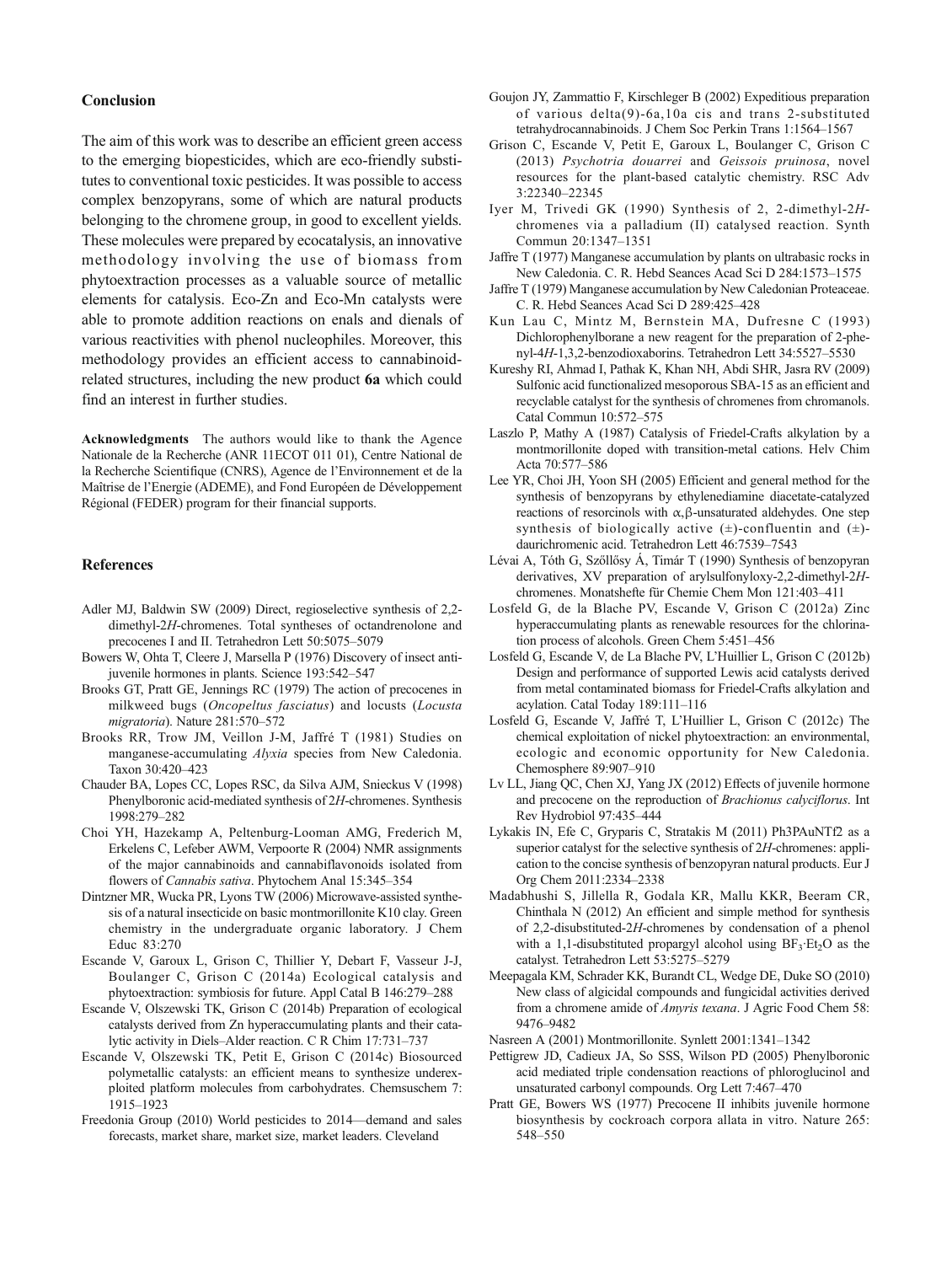## Conclusion

The aim of this work was to describe an efficient green access to the emerging biopesticides, which are eco-friendly substitutes to conventional toxic pesticides. It was possible to access complex benzopyrans, some of which are natural products belonging to the chromene group, in good to excellent yields. These molecules were prepared by ecocatalysis, an innovative methodology involving the use of biomass from phytoextraction processes as a valuable source of metallic elements for catalysis. Eco-Zn and Eco-Mn catalysts were able to promote addition reactions on enals and dienals of various reactivities with phenol nucleophiles. Moreover, this methodology provides an efficient access to cannabinoid-related structures, including the new product **6a** which could find an interest in further studies.

**Acknowledgments** The authors would like to thank the Agence Nationale de la Recherche (ANR 11ECOT 011 01), Centre National de la Recherche Scientifique (CNRS), Agence de l'Environnement et de la Maîtrise de l'Energie (ADEME), and Fond Européen de Développement Régional (FEDER) program for their financial supports.

## References

Adler MJ, Baldwin SW (2009) Direct, regioselective synthesis of 2,2-dimethyl-2*H*-chromenes. Total syntheses of octandrenolone and precocenes I and II. Tetrahedron Lett 50:5075–5079

Bowers W, Ohta T, Cleere J, Marsella P (1976) Discovery of insect anti-juvenile hormones in plants. Science 193:542–547

Brooks GT, Pratt GE, Jennings RC (1979) The action of precocenes in milkweed bugs (*Oncopeltus fasciatus*) and locusts (*Locusta migratoria*). Nature 281:570–572

Brooks RR, Trow JM, Veillon J-M, Jaffré T (1981) Studies on manganese-accumulating *Alyxia* species from New Caledonia. Taxon 30:420–423

Chauder BA, Lopes CC, Lopes RSC, da Silva AJM, Snieckus V (1998) Phenylboronic acid-mediated synthesis of 2*H*-chromenes. Synthesis 1998:279–282

Choi YH, Hazekamp A, Peltenburg-Looman AMG, Frederich M, Erkelens C, Lefeber AWM, Verpoorte R (2004) NMR assignments of the major cannabinoids and cannabiflavonoids isolated from flowers of *Cannabis sativa*. Phytochem Anal 15:345–354

Dintzner MR, Wucka PR, Lyons TW (2006) Microwave-assisted synthesis of a natural insecticide on basic montmorillonite K10 clay. Green chemistry in the undergraduate organic laboratory. J Chem Educ 83:270

Escande V, Garoux L, Grison C, Thillier Y, Debart F, Vasseur J-J, Boulanger C, Grison C (2014a) Ecological catalysis and phytoextraction: symbiosis for future. Appl Catal B 146:279–288

Escande V, Olszewski TK, Grison C (2014b) Preparation of ecological catalysts derived from Zn hyperaccumulating plants and their catalytic activity in Diels–Alder reaction. C R Chim 17:731–737

Escande V, Olszewski TK, Petit E, Grison C (2014c) Biosourced polymetallic catalysts: an efficient means to synthesize underexploited platform molecules from carbohydrates. Chemsuschem 7: 1915–1923

Freedonia Group (2010) World pesticides to 2014—demand and sales forecasts, market share, market size, market leaders. Cleveland

Goujon JY, Zammattio F, Kirschleger B (2002) Expeditious preparation of various delta(9)-6a,10a cis and trans 2-substituted tetrahydrocannabinoids. J Chem Soc Perkin Trans 1:1564–1567

Grison C, Escande V, Petit E, Garoux L, Boulanger C, Grison C (2013) *Psychotria douarrei* and *Geissois pruinosa*, novel resources for the plant-based catalytic chemistry. RSC Adv 3:22340–22345

Iyer M, Trivedi GK (1990) Synthesis of 2, 2-dimethyl-2*H*-chromenes via a palladium (II) catalysed reaction. Synth Commun 20:1347–1351

Jaffre T (1977) Manganese accumulation by plants on ultrabasic rocks in New Caledonia. C. R. Hebd Seances Acad Sci D 284:1573–1575

Jaffre T (1979) Manganese accumulation by New Caledonian Proteaceae. C. R. Hebd Seances Acad Sci D 289:425–428

Kun Lau C, Mintz M, Bernstein MA, Dufresne C (1993) Dichlorophenylborane a new reagent for the preparation of 2-phenyl-4*H*-1,3,2-benzodioxaborins. Tetrahedron Lett 34:5527–5530

Kureshy RI, Ahmad I, Pathak K, Khan NH, Abdi SHR, Jasra RV (2009) Sulfonic acid functionalized mesoporous SBA-15 as an efficient and recyclable catalyst for the synthesis of chromenes from chromanols. Catal Commun 10:572–575

Laszlo P, Mathy A (1987) Catalysis of Friedel-Crafts alkylation by a montmorillonite doped with transition-metal cations. Helv Chim Acta 70:577–586

Lee YR, Choi JH, Yoon SH (2005) Efficient and general method for the synthesis of benzopyrans by ethylenediamine diacetate-catalyzed reactions of resorcinols with α,β-unsaturated aldehydes. One step synthesis of biologically active (±)-confluentin and (±)-daurichromenic acid. Tetrahedron Lett 46:7539–7543

Lévai A, Tóth G, Szőllősy Á, Timár T (1990) Synthesis of benzopyran derivatives, XV preparation of arylsulfonyloxy-2,2-dimethyl-2*H*-chromenes. Monatshefte für Chemie Chem Mon 121:403–411

Losfeld G, de la Blache PV, Escande V, Grison C (2012a) Zinc hyperaccumulating plants as renewable resources for the chlorination process of alcohols. Green Chem 5:451–456

Losfeld G, Escande V, de La Blache PV, L'Huillier L, Grison C (2012b) Design and performance of supported Lewis acid catalysts derived from metal contaminated biomass for Friedel-Crafts alkylation and acylation. Catal Today 189:111–116

Losfeld G, Escande V, Jaffré T, L'Huillier L, Grison C (2012c) The chemical exploitation of nickel phytoextraction: an environmental, ecologic and economic opportunity for New Caledonia. Chemosphere 89:907–910

Lv LL, Jiang QC, Chen XJ, Yang JX (2012) Effects of juvenile hormone and precocene on the reproduction of *Brachionus calyciflorus*. Int Rev Hydrobiol 97:435–444

Lykakis IN, Efe C, Gryparis C, Stratakis M (2011) Ph3PAuNTf2 as a superior catalyst for the selective synthesis of 2*H*-chromenes: application to the concise synthesis of benzopyran natural products. Eur J Org Chem 2011:2334–2338

Madabhushi S, Jillella R, Godala KR, Mallu KKR, Beeram CR, Chinthala N (2012) An efficient and simple method for synthesis of 2,2-disubstituted-2*H*-chromenes by condensation of a phenol with a 1,1-disubstituted propargyl alcohol using $BF_3{\cdot}Et_2O$ as the catalyst. Tetrahedron Lett 53:5275–5279

Meepagala KM, Schrader KK, Burandt CL, Wedge DE, Duke SO (2010) New class of algicidal compounds and fungicidal activities derived from a chromene amide of *Amyris texana*. J Agric Food Chem 58: 9476–9482

Nasreen A (2001) Montmorillonite. Synlett 2001:1341–1342

Pettigrew JD, Cadieux JA, So SSS, Wilson PD (2005) Phenylboronic acid mediated triple condensation reactions of phloroglucinol and unsaturated carbonyl compounds. Org Lett 7:467–470

Pratt GE, Bowers WS (1977) Precocene II inhibits juvenile hormone biosynthesis by cockroach corpora allata in vitro. Nature 265: 548–550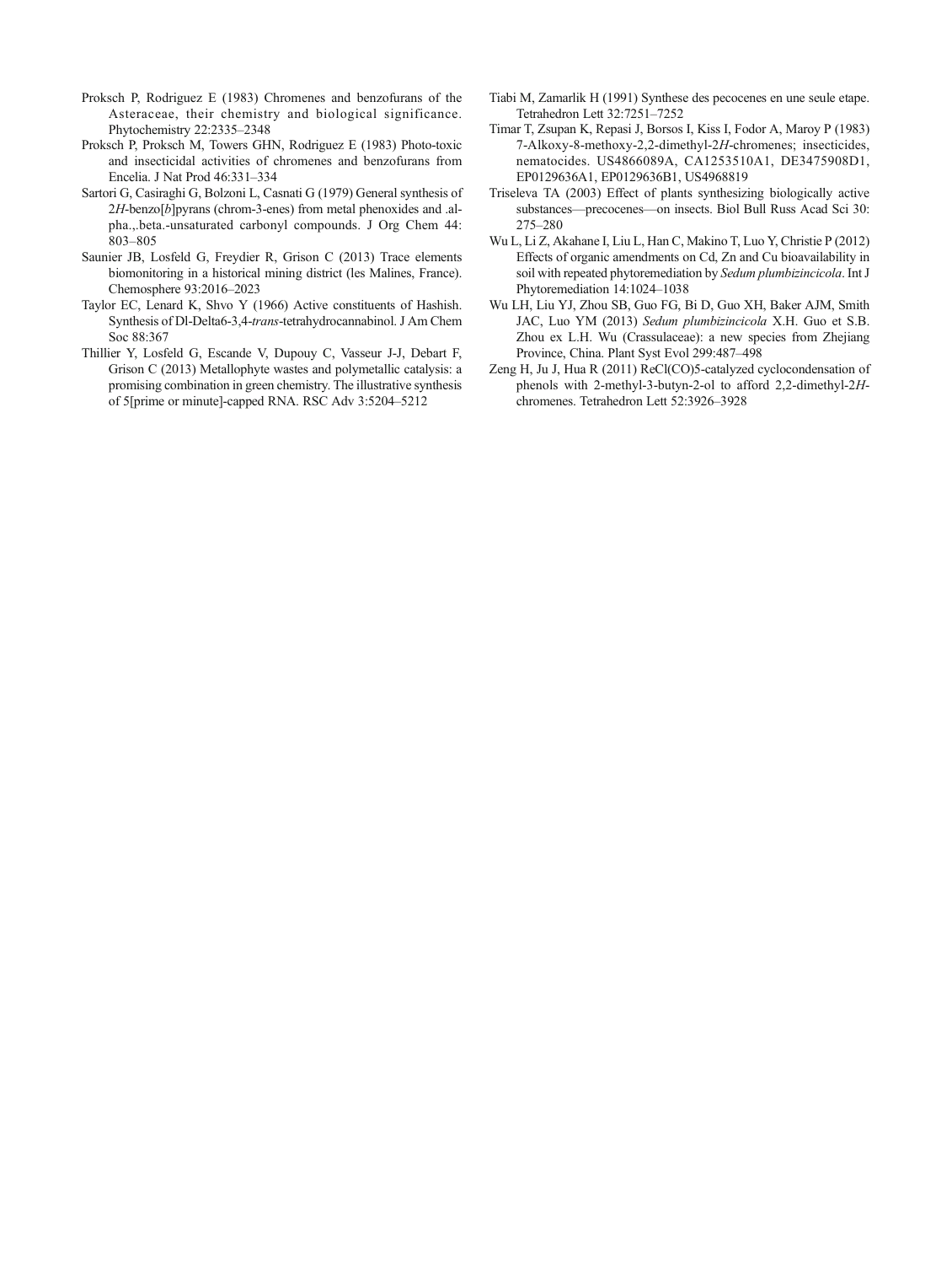Proksch P, Rodriguez E (1983) Chromenes and benzofurans of the Asteraceae, their chemistry and biological significance. Phytochemistry 22:2335–2348

Proksch P, Proksch M, Towers GHN, Rodriguez E (1983) Photo-toxic and insecticidal activities of chromenes and benzofurans from Encelia. J Nat Prod 46:331–334

Sartori G, Casiraghi G, Bolzoni L, Casnati G (1979) General synthesis of 2*H*-benzo[*b*]pyrans (chrom-3-enes) from metal phenoxides and .alpha.,.beta.-unsaturated carbonyl compounds. J Org Chem 44:803–805

Saunier JB, Losfeld G, Freydier R, Grison C (2013) Trace elements biomonitoring in a historical mining district (les Malines, France). Chemosphere 93:2016–2023

Taylor EC, Lenard K, Shvo Y (1966) Active constituents of Hashish. Synthesis of Dl-Delta6-3,4-*trans*-tetrahydrocannabinol. J Am Chem Soc 88:367

Thillier Y, Losfeld G, Escande V, Dupouy C, Vasseur J-J, Debart F, Grison C (2013) Metallophyte wastes and polymetallic catalysis: a promising combination in green chemistry. The illustrative synthesis of 5[prime or minute]-capped RNA. RSC Adv 3:5204–5212

Tiabi M, Zamarlik H (1991) Synthese des pecocenes en une seule etape. Tetrahedron Lett 32:7251–7252

Timar T, Zsupan K, Repasi J, Borsos I, Kiss I, Fodor A, Maroy P (1983) 7-Alkoxy-8-methoxy-2,2-dimethyl-2*H*-chromenes; insecticides, nematocides. US4866089A, CA1253510A1, DE3475908D1, EP0129636A1, EP0129636B1, US4968819

Triseleva TA (2003) Effect of plants synthesizing biologically active substances—precocenes—on insects. Biol Bull Russ Acad Sci 30:275–280

Wu L, Li Z, Akahane I, Liu L, Han C, Makino T, Luo Y, Christie P (2012) Effects of organic amendments on Cd, Zn and Cu bioavailability in soil with repeated phytoremediation by *Sedum plumbizincicola*. Int J Phytoremediation 14:1024–1038

Wu LH, Liu YJ, Zhou SB, Guo FG, Bi D, Guo XH, Baker AJM, Smith JAC, Luo YM (2013) *Sedum plumbizincicola* X.H. Guo et S.B. Zhou ex L.H. Wu (Crassulaceae): a new species from Zhejiang Province, China. Plant Syst Evol 299:487–498

Zeng H, Ju J, Hua R (2011) ReCl(CO)5-catalyzed cyclocondensation of phenols with 2-methyl-3-butyn-2-ol to afford 2,2-dimethyl-2*H*-chromenes. Tetrahedron Lett 52:3926–3928